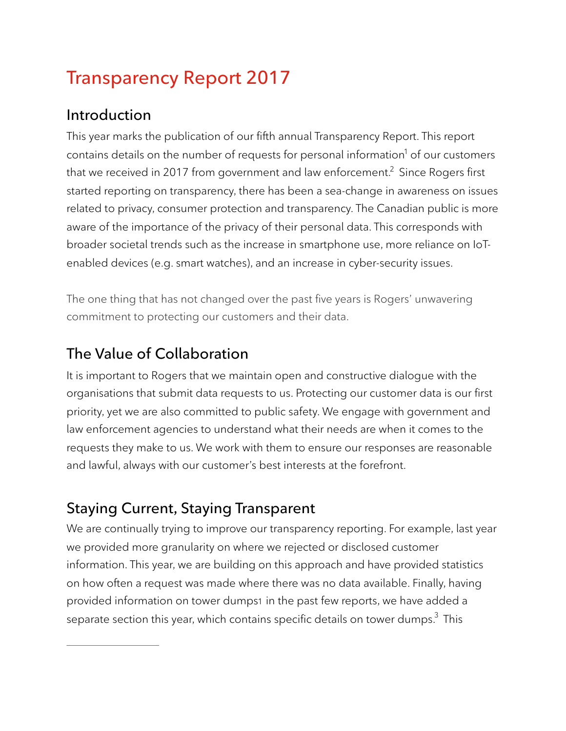# Transparency Report 2017

## Introduction

This year marks the publication of our fifth annual Transparency Report. This report contains details on the number of requests for personal information[1] of our customers that we received in 2017 from government and law enforcement.[2] Since Rogers first started reporting on transparency, there has been a sea-change in awareness on issues related to privacy, consumer protection and transparency. The Canadian public is more aware of the importance of the privacy of their personal data. This corresponds with broader societal trends such as the increase in smartphone use, more reliance on IoT-enabled devices (e.g. smart watches), and an increase in cyber-security issues.

The one thing that has not changed over the past five years is Rogers' unwavering commitment to protecting our customers and their data.

## The Value of Collaboration

It is important to Rogers that we maintain open and constructive dialogue with the organisations that submit data requests to us. Protecting our customer data is our first priority, yet we are also committed to public safety. We engage with government and law enforcement agencies to understand what their needs are when it comes to the requests they make to us. We work with them to ensure our responses are reasonable and lawful, always with our customer's best interests at the forefront.

## Staying Current, Staying Transparent

We are continually trying to improve our transparency reporting. For example, last year we provided more granularity on where we rejected or disclosed customer information. This year, we are building on this approach and have provided statistics on how often a request was made where there was no data available. Finally, having provided information on tower dumps1 in the past few reports, we have added a separate section this year, which contains specific details on tower dumps.[3] This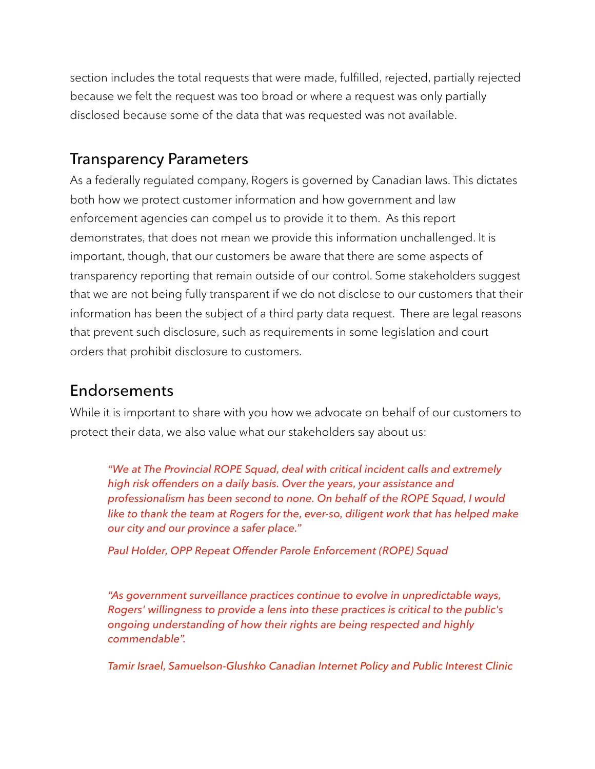section includes the total requests that were made, fulfilled, rejected, partially rejected because we felt the request was too broad or where a request was only partially disclosed because some of the data that was requested was not available.

## Transparency Parameters

As a federally regulated company, Rogers is governed by Canadian laws. This dictates both how we protect customer information and how government and law enforcement agencies can compel us to provide it to them. As this report demonstrates, that does not mean we provide this information unchallenged. It is important, though, that our customers be aware that there are some aspects of transparency reporting that remain outside of our control. Some stakeholders suggest that we are not being fully transparent if we do not disclose to our customers that their information has been the subject of a third party data request. There are legal reasons that prevent such disclosure, such as requirements in some legislation and court orders that prohibit disclosure to customers.

## Endorsements

While it is important to share with you how we advocate on behalf of our customers to protect their data, we also value what our stakeholders say about us:

> *"We at The Provincial ROPE Squad, deal with critical incident calls and extremely high risk offenders on a daily basis. Over the years, your assistance and professionalism has been second to none. On behalf of the ROPE Squad, I would like to thank the team at Rogers for the, ever-so, diligent work that has helped make our city and our province a safer place."*
>
> *Paul Holder, OPP Repeat Offender Parole Enforcement (ROPE) Squad*

> *"As government surveillance practices continue to evolve in unpredictable ways, Rogers' willingness to provide a lens into these practices is critical to the public's ongoing understanding of how their rights are being respected and highly commendable".*
>
> *Tamir Israel, Samuelson-Glushko Canadian Internet Policy and Public Interest Clinic*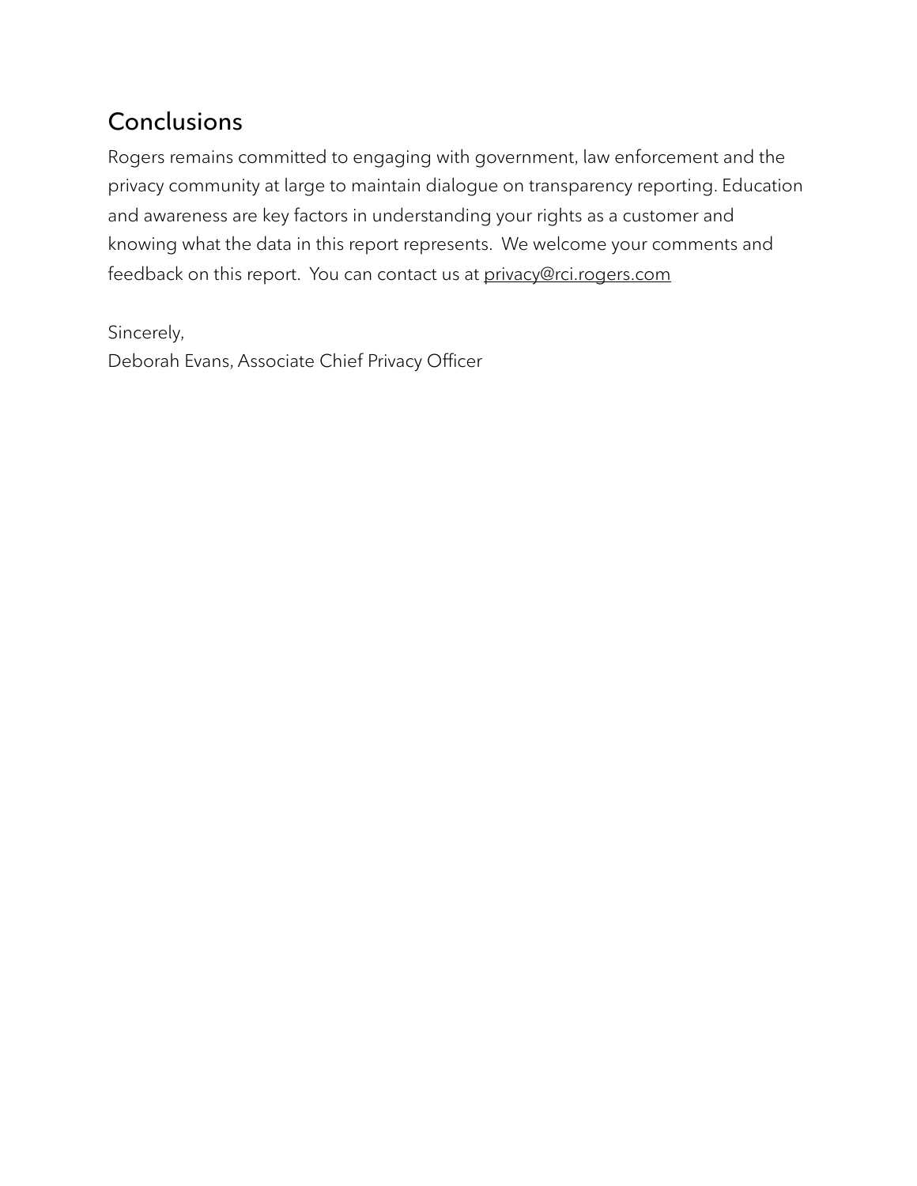## Conclusions

Rogers remains committed to engaging with government, law enforcement and the privacy community at large to maintain dialogue on transparency reporting. Education and awareness are key factors in understanding your rights as a customer and knowing what the data in this report represents. We welcome your comments and feedback on this report. You can contact us at privacy@rci.rogers.com

Sincerely,
Deborah Evans, Associate Chief Privacy Officer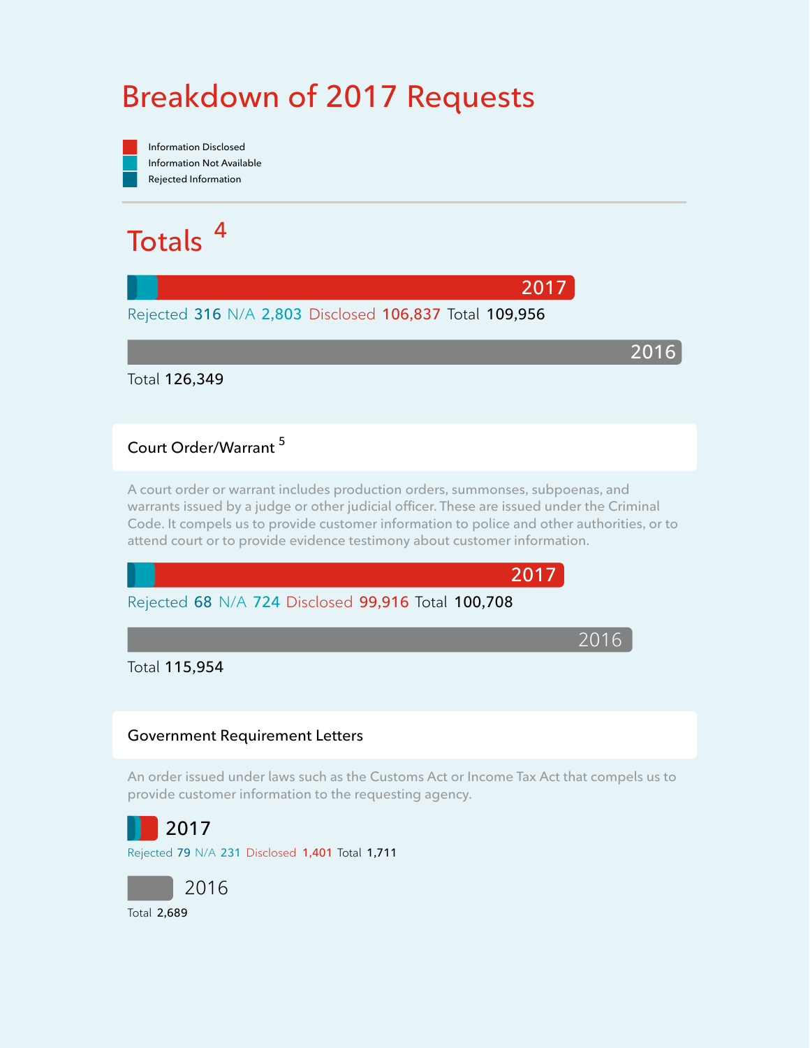# Breakdown of 2017 Requests

- Information Disclosed
- Information Not Available
- Rejected Information

## Totals [4]

2017

Rejected **316** N/A **2,803** Disclosed **106,837** Total **109,956**

2016

Total **126,349**

### Court Order/Warrant [5]

A court order or warrant includes production orders, summonses, subpoenas, and warrants issued by a judge or other judicial officer. These are issued under the Criminal Code. It compels us to provide customer information to police and other authorities, or to attend court or to provide evidence testimony about customer information.

2017

Rejected **68** N/A **724** Disclosed **99,916** Total **100,708**

2016

Total **115,954**

### Government Requirement Letters

An order issued under laws such as the Customs Act or Income Tax Act that compels us to provide customer information to the requesting agency.

2017

Rejected **79** N/A **231** Disclosed **1,401** Total **1,711**

2016

Total **2,689**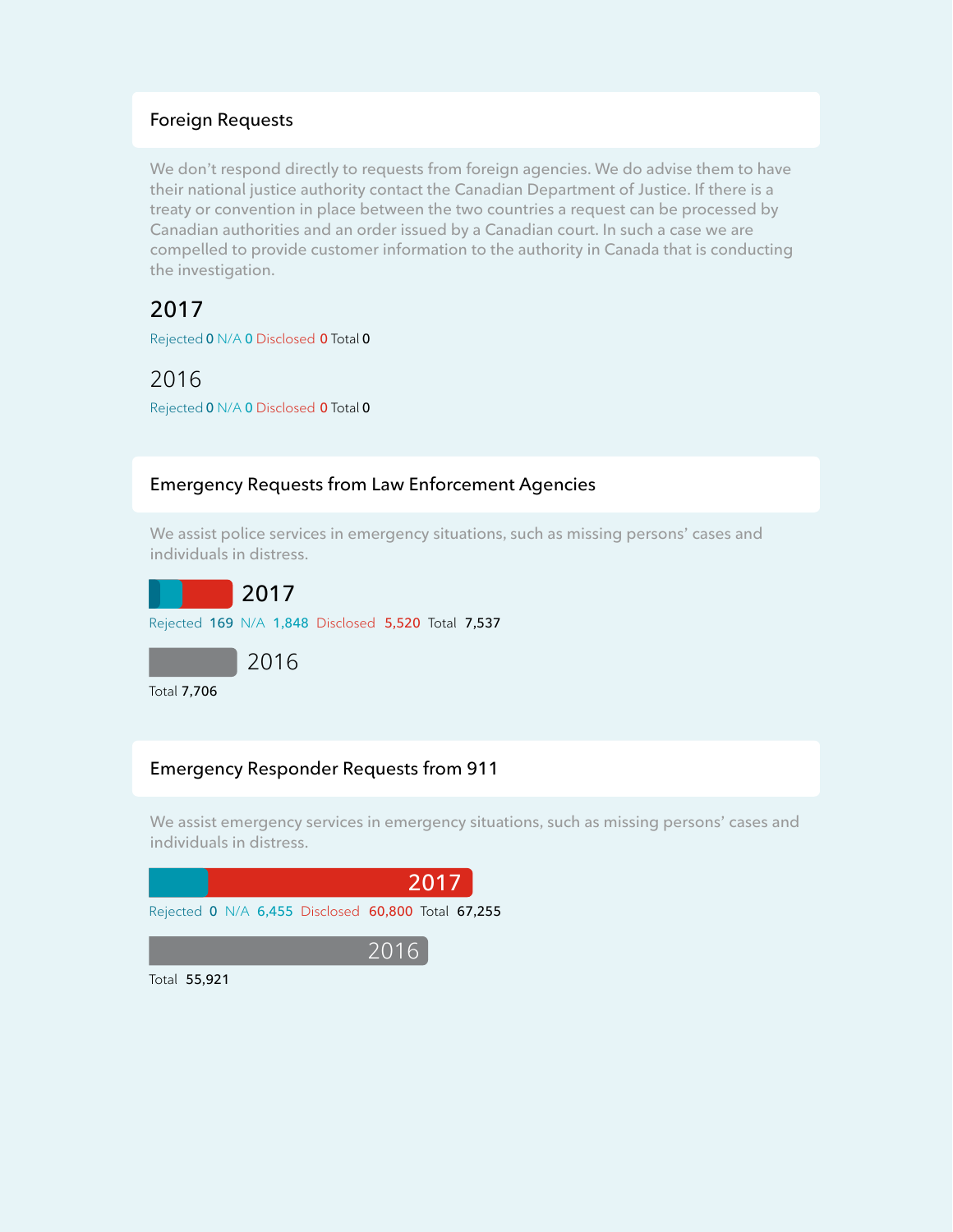## Foreign Requests

We don't respond directly to requests from foreign agencies. We do advise them to have their national justice authority contact the Canadian Department of Justice. If there is a treaty or convention in place between the two countries a request can be processed by Canadian authorities and an order issued by a Canadian court. In such a case we are compelled to provide customer information to the authority in Canada that is conducting the investigation.

### 2017

Rejected **0** N/A **0** Disclosed **0** Total **0**

### 2016

Rejected **0** N/A **0** Disclosed **0** Total **0**

## Emergency Requests from Law Enforcement Agencies

We assist police services in emergency situations, such as missing persons' cases and individuals in distress.

### 2017

Rejected **169** N/A **1,848** Disclosed **5,520** Total **7,537**

### 2016

Total **7,706**

## Emergency Responder Requests from 911

We assist emergency services in emergency situations, such as missing persons' cases and individuals in distress.

### 2017

Rejected **0** N/A **6,455** Disclosed **60,800** Total **67,255**

### 2016

Total **55,921**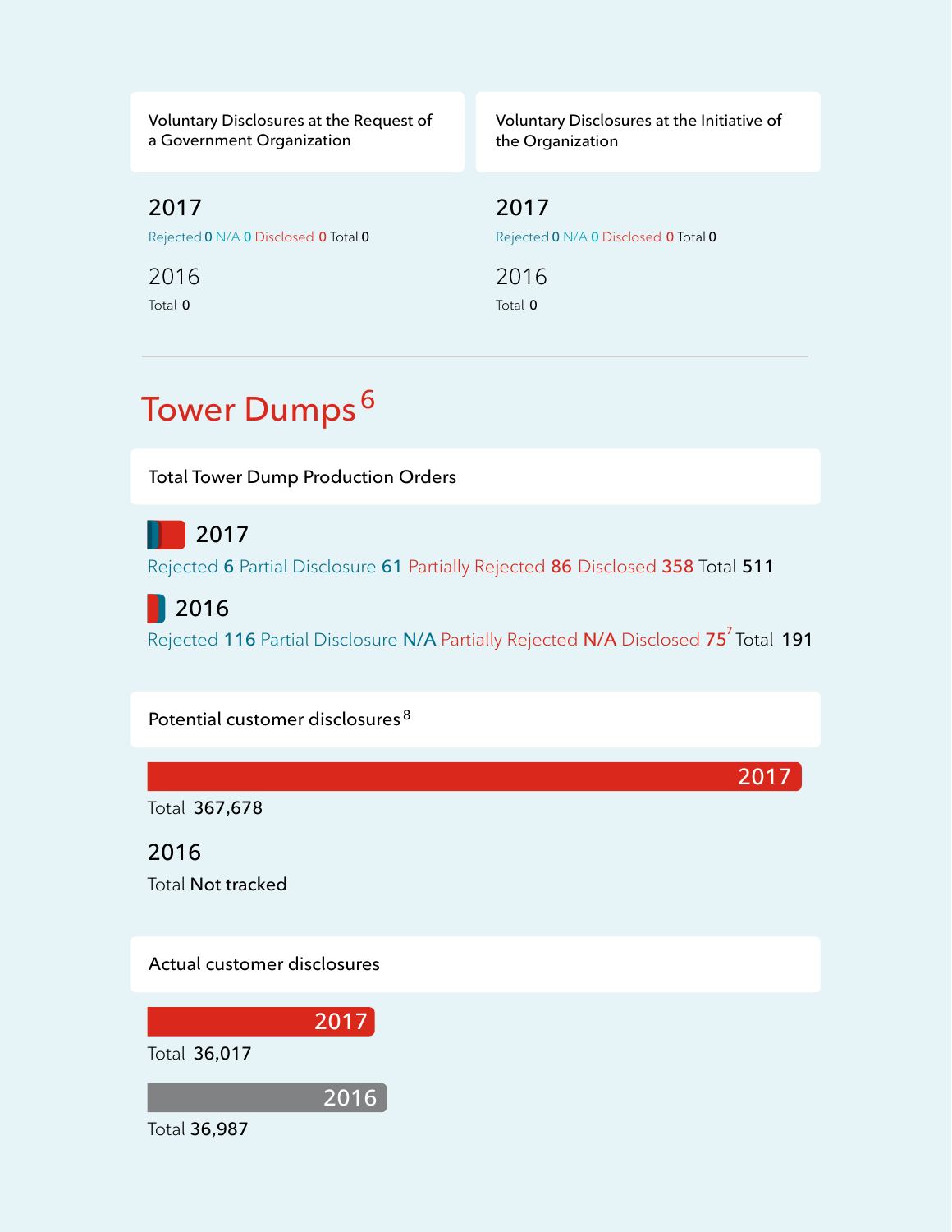### Voluntary Disclosures at the Request of a Government Organization

**2017**

Rejected **0** N/A **0** Disclosed **0** Total **0**

**2016**

Total **0**

### Voluntary Disclosures at the Initiative of the Organization

**2017**

Rejected **0** N/A **0** Disclosed **0** Total **0**

**2016**

Total **0**

---

# Tower Dumps[6]

### Total Tower Dump Production Orders

**2017**

Rejected **6** Partial Disclosure **61** Partially Rejected **86** Disclosed **358** Total **511**

**2016**

Rejected **116** Partial Disclosure **N/A** Partially Rejected **N/A** Disclosed **75**[7] Total **191**

### Potential customer disclosures[8]

**2017**

Total **367,678**

**2016**

Total **Not tracked**

### Actual customer disclosures

**2017**

Total **36,017**

**2016**

Total **36,987**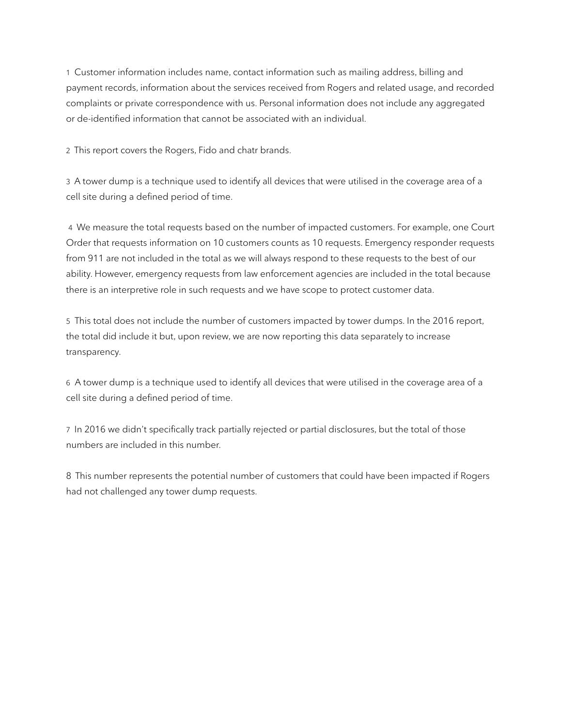1 Customer information includes name, contact information such as mailing address, billing and payment records, information about the services received from Rogers and related usage, and recorded complaints or private correspondence with us. Personal information does not include any aggregated or de-identified information that cannot be associated with an individual.

2 This report covers the Rogers, Fido and chatr brands.

3 A tower dump is a technique used to identify all devices that were utilised in the coverage area of a cell site during a defined period of time.

4 We measure the total requests based on the number of impacted customers. For example, one Court Order that requests information on 10 customers counts as 10 requests. Emergency responder requests from 911 are not included in the total as we will always respond to these requests to the best of our ability. However, emergency requests from law enforcement agencies are included in the total because there is an interpretive role in such requests and we have scope to protect customer data.

5 This total does not include the number of customers impacted by tower dumps. In the 2016 report, the total did include it but, upon review, we are now reporting this data separately to increase transparency.

6 A tower dump is a technique used to identify all devices that were utilised in the coverage area of a cell site during a defined period of time.

7 In 2016 we didn't specifically track partially rejected or partial disclosures, but the total of those numbers are included in this number.

8 This number represents the potential number of customers that could have been impacted if Rogers had not challenged any tower dump requests.